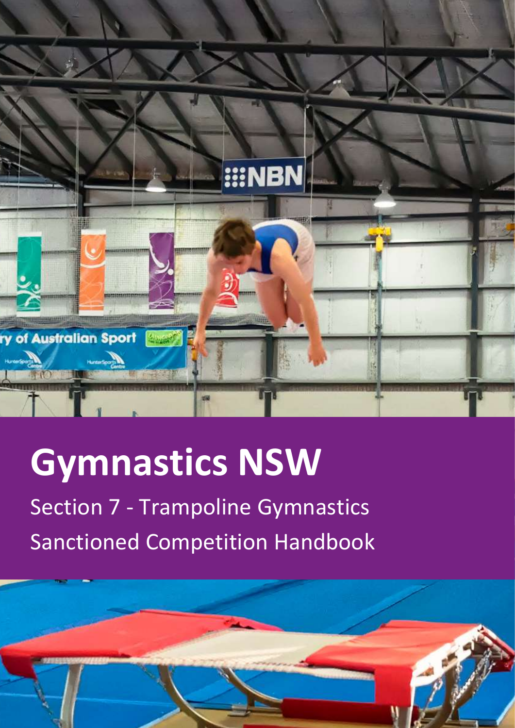# Gymnastics NSW

Section 7 - Trampoline Gymnastics

Sanctioned Competition Handbook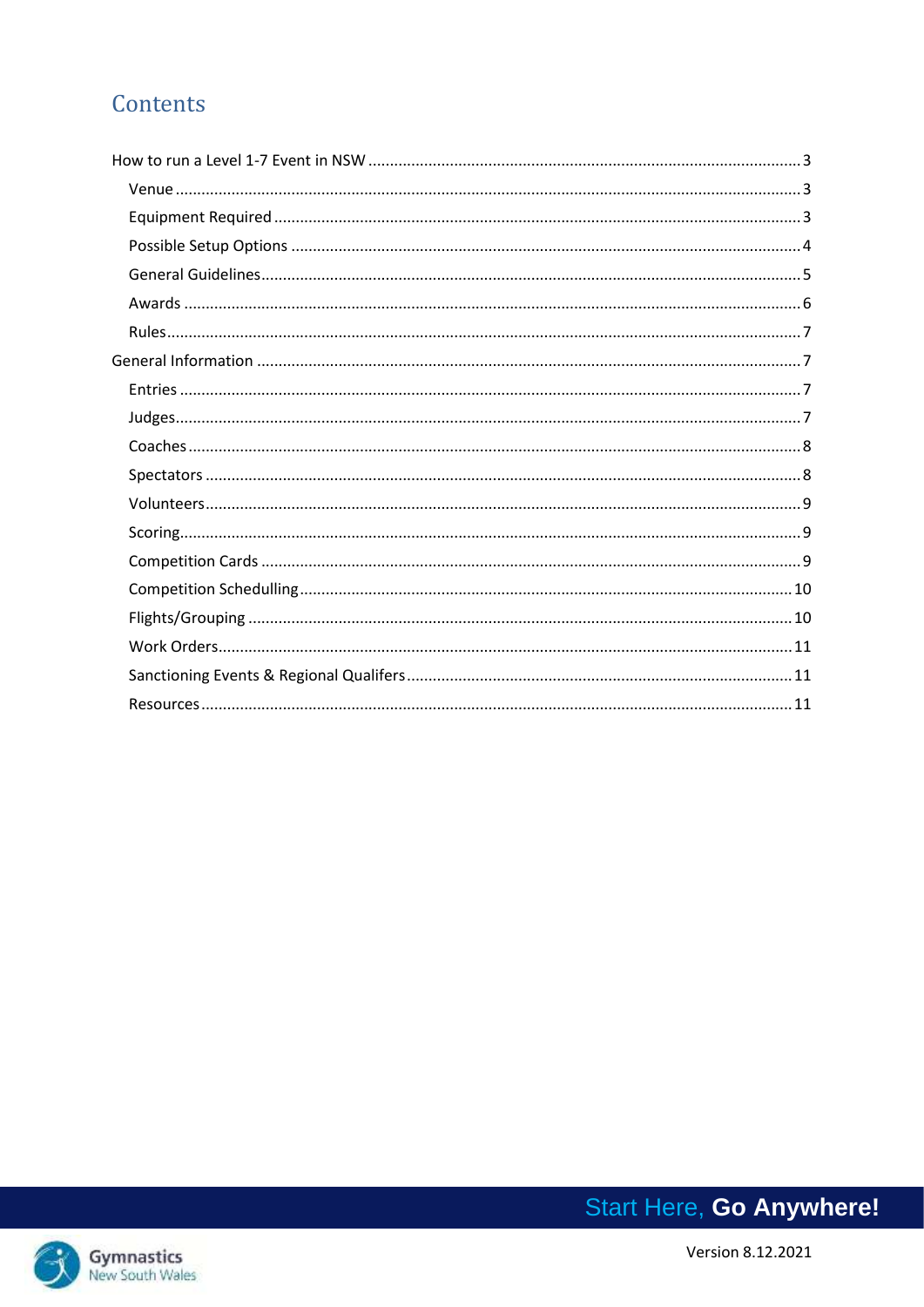## Contents

How to run a Level 1-7 Event in NSW ........ 3

- Venue ........ 3
- Equipment Required ........ 3
- Possible Setup Options ........ 4
- General Guidelines ........ 5
- Awards ........ 6
- Rules ........ 7

General Information ........ 7

- Entries ........ 7
- Judges ........ 7
- Coaches ........ 8
- Spectators ........ 8
- Volunteers ........ 9
- Scoring ........ 9
- Competition Cards ........ 9
- Competition Schedulling ........ 10
- Flights/Grouping ........ 10
- Work Orders ........ 11
- Sanctioning Events & Regional Qualifers ........ 11
- Resources ........ 11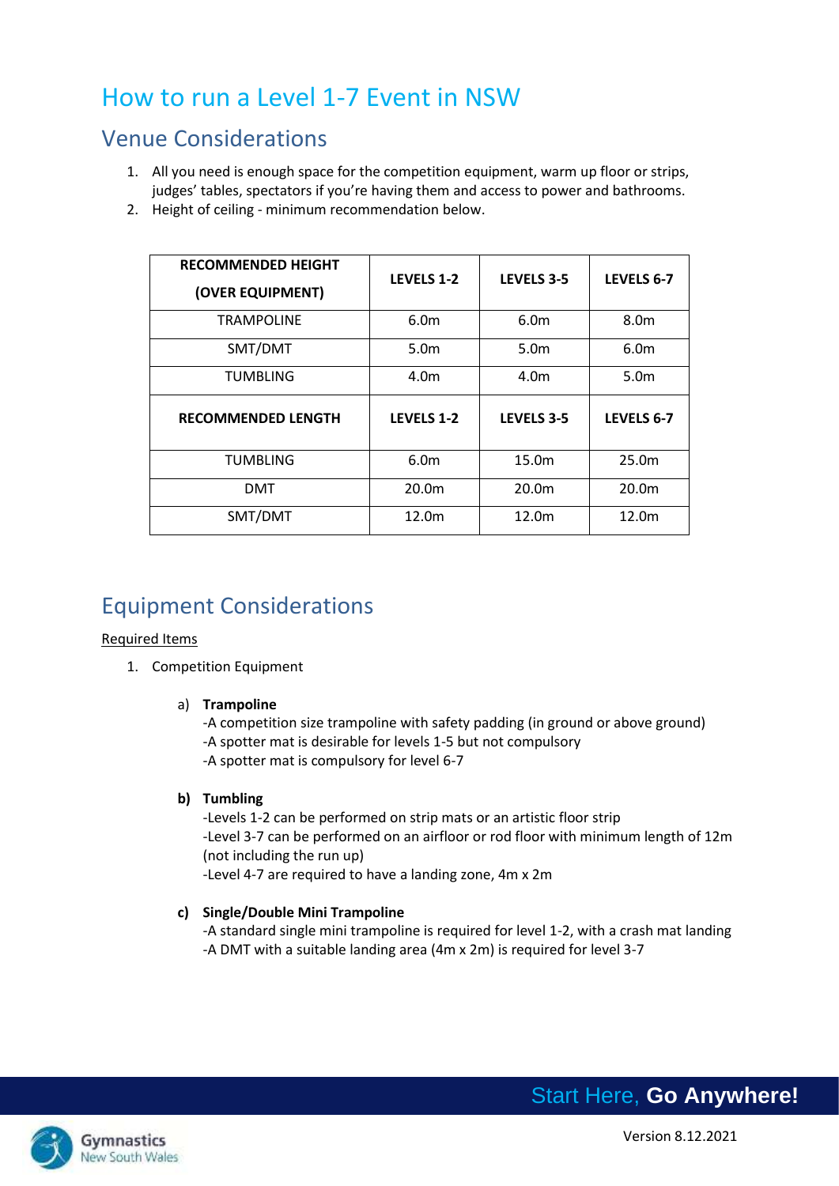# How to run a Level 1-7 Event in NSW

## Venue Considerations

1. All you need is enough space for the competition equipment, warm up floor or strips, judges' tables, spectators if you're having them and access to power and bathrooms.
2. Height of ceiling - minimum recommendation below.

| RECOMMENDED HEIGHT (OVER EQUIPMENT) | LEVELS 1-2 | LEVELS 3-5 | LEVELS 6-7 |
|---|---|---|---|
| TRAMPOLINE | 6.0m | 6.0m | 8.0m |
| SMT/DMT | 5.0m | 5.0m | 6.0m |
| TUMBLING | 4.0m | 4.0m | 5.0m |
| **RECOMMENDED LENGTH** | **LEVELS 1-2** | **LEVELS 3-5** | **LEVELS 6-7** |
| TUMBLING | 6.0m | 15.0m | 25.0m |
| DMT | 20.0m | 20.0m | 20.0m |
| SMT/DMT | 12.0m | 12.0m | 12.0m |

## Equipment Considerations

Required Items

1. Competition Equipment

   a) **Trampoline**
   -A competition size trampoline with safety padding (in ground or above ground)
   -A spotter mat is desirable for levels 1-5 but not compulsory
   -A spotter mat is compulsory for level 6-7

   **b) Tumbling**
   -Levels 1-2 can be performed on strip mats or an artistic floor strip
   -Level 3-7 can be performed on an airfloor or rod floor with minimum length of 12m (not including the run up)
   -Level 4-7 are required to have a landing zone, 4m x 2m

   **c) Single/Double Mini Trampoline**
   -A standard single mini trampoline is required for level 1-2, with a crash mat landing
   -A DMT with a suitable landing area (4m x 2m) is required for level 3-7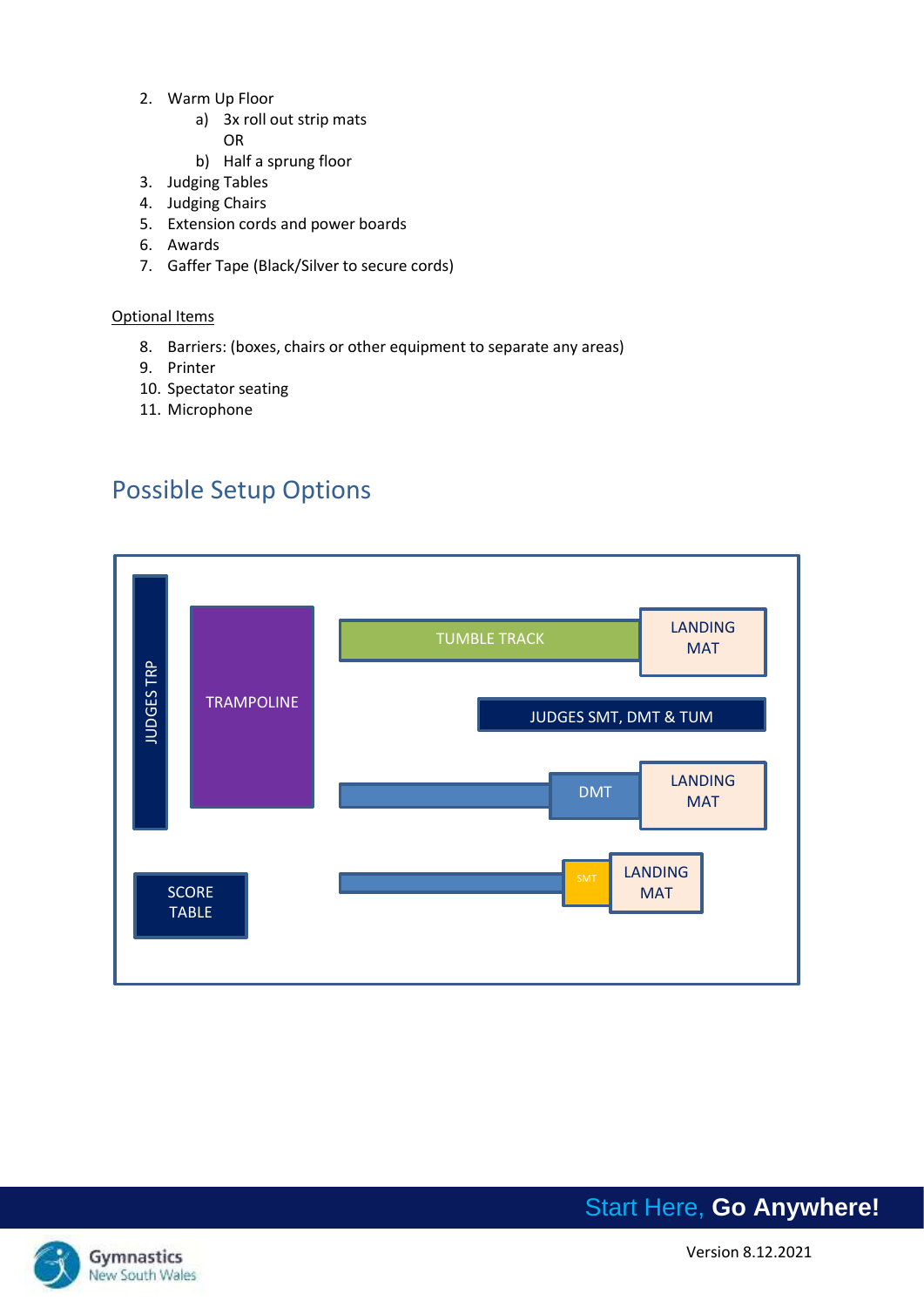2. Warm Up Floor
    a) 3x roll out strip mats
       OR
    b) Half a sprung floor
3. Judging Tables
4. Judging Chairs
5. Extension cords and power boards
6. Awards
7. Gaffer Tape (Black/Silver to secure cords)

<u>Optional Items</u>

8. Barriers: (boxes, chairs or other equipment to separate any areas)
9. Printer
10. Spectator seating
11. Microphone

## Possible Setup Options

JUDGES TRP

TRAMPOLINE

TUMBLE TRACK

LANDING MAT

JUDGES SMT, DMT & TUM

DMT

LANDING MAT

SCORE TABLE

SMT

LANDING MAT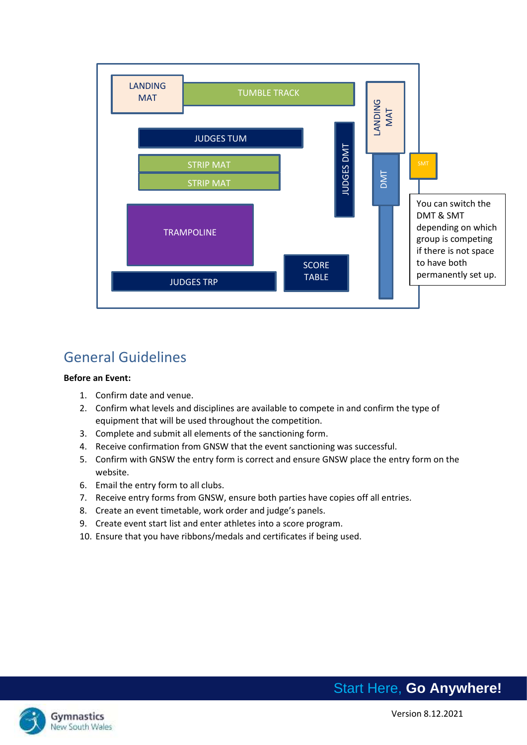LANDING MAT

TUMBLE TRACK

LANDING MAT

JUDGES TUM

JUDGES DMT

STRIP MAT

STRIP MAT

DMT

SMT

TRAMPOLINE

SCORE TABLE

JUDGES TRP

You can switch the DMT & SMT depending on which group is competing if there is not space to have both permanently set up.

## General Guidelines

**Before an Event:**

1. Confirm date and venue.
2. Confirm what levels and disciplines are available to compete in and confirm the type of equipment that will be used throughout the competition.
3. Complete and submit all elements of the sanctioning form.
4. Receive confirmation from GNSW that the event sanctioning was successful.
5. Confirm with GNSW the entry form is correct and ensure GNSW place the entry form on the website.
6. Email the entry form to all clubs.
7. Receive entry forms from GNSW, ensure both parties have copies off all entries.
8. Create an event timetable, work order and judge's panels.
9. Create event start list and enter athletes into a score program.
10. Ensure that you have ribbons/medals and certificates if being used.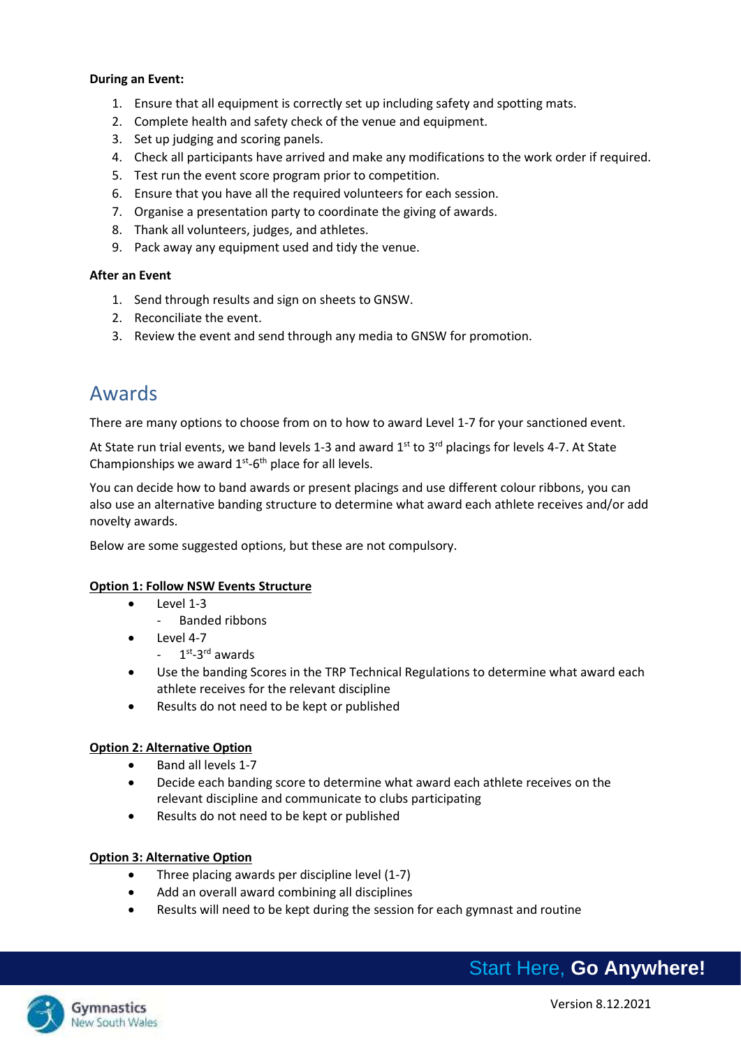**During an Event:**

1. Ensure that all equipment is correctly set up including safety and spotting mats.
2. Complete health and safety check of the venue and equipment.
3. Set up judging and scoring panels.
4. Check all participants have arrived and make any modifications to the work order if required.
5. Test run the event score program prior to competition.
6. Ensure that you have all the required volunteers for each session.
7. Organise a presentation party to coordinate the giving of awards.
8. Thank all volunteers, judges, and athletes.
9. Pack away any equipment used and tidy the venue.

**After an Event**

1. Send through results and sign on sheets to GNSW.
2. Reconciliate the event.
3. Review the event and send through any media to GNSW for promotion.

## Awards

There are many options to choose from on to how to award Level 1-7 for your sanctioned event.

At State run trial events, we band levels 1-3 and award 1st to 3rd placings for levels 4-7. At State Championships we award 1st-6th place for all levels.

You can decide how to band awards or present placings and use different colour ribbons, you can also use an alternative banding structure to determine what award each athlete receives and/or add novelty awards.

Below are some suggested options, but these are not compulsory.

**Option 1: Follow NSW Events Structure**

- Level 1-3
  - Banded ribbons
- Level 4-7
  - 1st-3rd awards
- Use the banding Scores in the TRP Technical Regulations to determine what award each athlete receives for the relevant discipline
- Results do not need to be kept or published

**Option 2: Alternative Option**

- Band all levels 1-7
- Decide each banding score to determine what award each athlete receives on the relevant discipline and communicate to clubs participating
- Results do not need to be kept or published

**Option 3: Alternative Option**

- Three placing awards per discipline level (1-7)
- Add an overall award combining all disciplines
- Results will need to be kept during the session for each gymnast and routine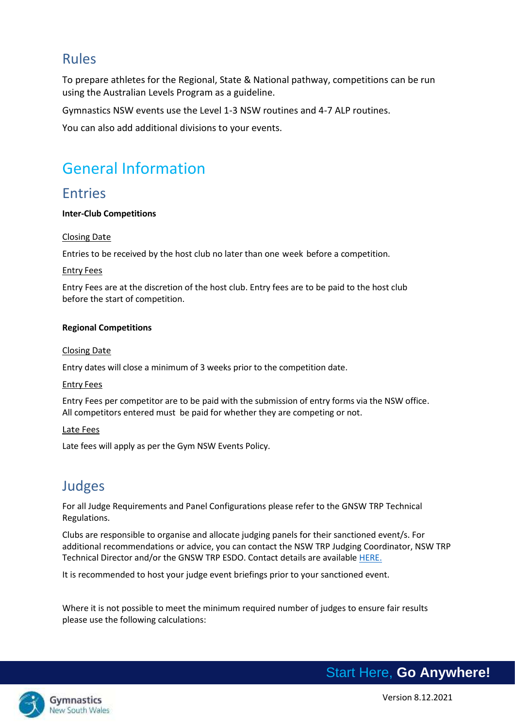## Rules

To prepare athletes for the Regional, State & National pathway, competitions can be run using the Australian Levels Program as a guideline.

Gymnastics NSW events use the Level 1-3 NSW routines and 4-7 ALP routines.

You can also add additional divisions to your events.

# General Information

## Entries

**Inter-Club Competitions**

Closing Date

Entries to be received by the host club no later than one week before a competition.

Entry Fees

Entry Fees are at the discretion of the host club. Entry fees are to be paid to the host club before the start of competition.

**Regional Competitions**

Closing Date

Entry dates will close a minimum of 3 weeks prior to the competition date.

Entry Fees

Entry Fees per competitor are to be paid with the submission of entry forms via the NSW office. All competitors entered must be paid for whether they are competing or not.

Late Fees

Late fees will apply as per the Gym NSW Events Policy.

## Judges

For all Judge Requirements and Panel Configurations please refer to the GNSW TRP Technical Regulations.

Clubs are responsible to organise and allocate judging panels for their sanctioned event/s. For additional recommendations or advice, you can contact the NSW TRP Judging Coordinator, NSW TRP Technical Director and/or the GNSW TRP ESDO. Contact details are available [HERE.]

It is recommended to host your judge event briefings prior to your sanctioned event.

Where it is not possible to meet the minimum required number of judges to ensure fair results please use the following calculations: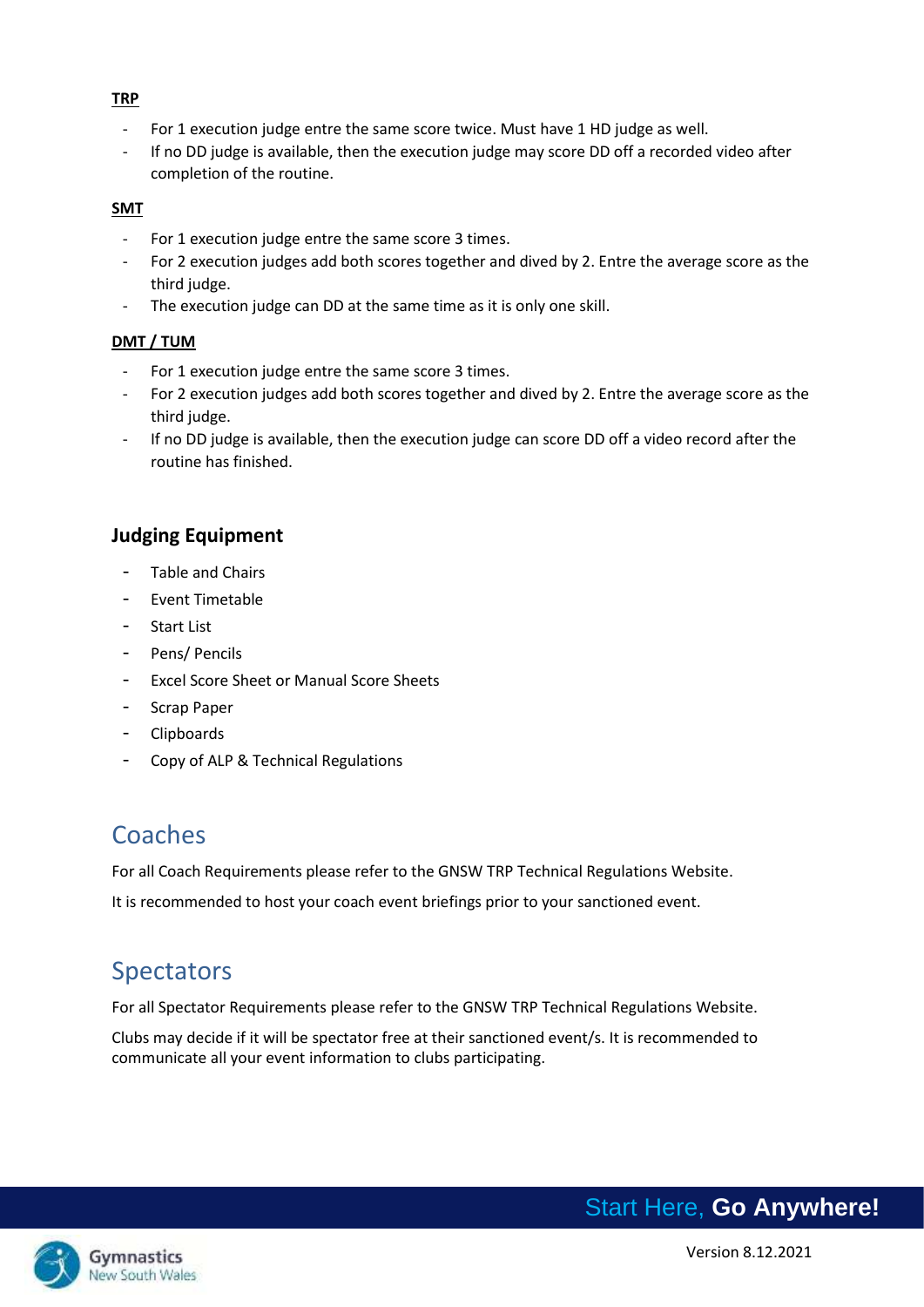**TRP**

- For 1 execution judge entre the same score twice. Must have 1 HD judge as well.
- If no DD judge is available, then the execution judge may score DD off a recorded video after completion of the routine.

**SMT**

- For 1 execution judge entre the same score 3 times.
- For 2 execution judges add both scores together and dived by 2. Entre the average score as the third judge.
- The execution judge can DD at the same time as it is only one skill.

**DMT / TUM**

- For 1 execution judge entre the same score 3 times.
- For 2 execution judges add both scores together and dived by 2. Entre the average score as the third judge.
- If no DD judge is available, then the execution judge can score DD off a video record after the routine has finished.

### Judging Equipment

- Table and Chairs
- Event Timetable
- Start List
- Pens/ Pencils
- Excel Score Sheet or Manual Score Sheets
- Scrap Paper
- Clipboards
- Copy of ALP & Technical Regulations

## Coaches

For all Coach Requirements please refer to the GNSW TRP Technical Regulations Website.

It is recommended to host your coach event briefings prior to your sanctioned event.

## Spectators

For all Spectator Requirements please refer to the GNSW TRP Technical Regulations Website.

Clubs may decide if it will be spectator free at their sanctioned event/s. It is recommended to communicate all your event information to clubs participating.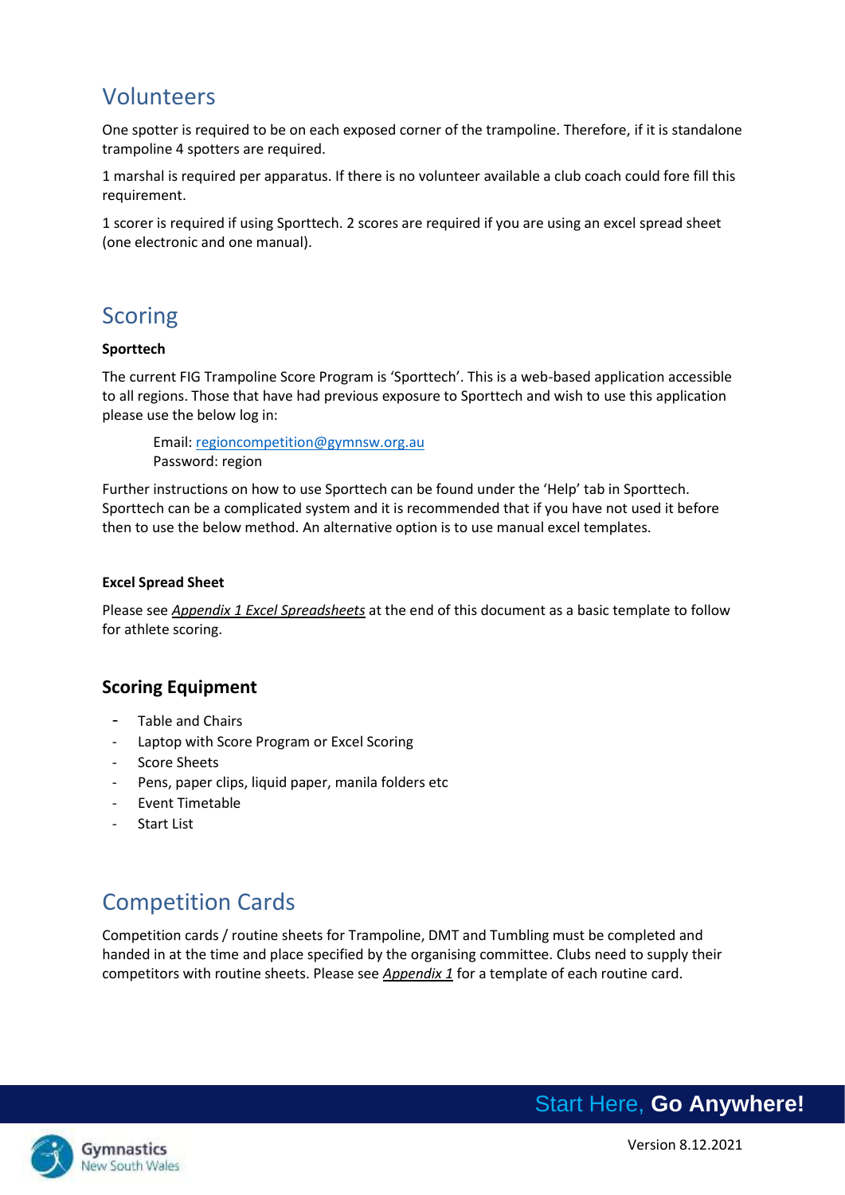## Volunteers

One spotter is required to be on each exposed corner of the trampoline. Therefore, if it is standalone trampoline 4 spotters are required.

1 marshal is required per apparatus. If there is no volunteer available a club coach could fore fill this requirement.

1 scorer is required if using Sporttech. 2 scores are required if you are using an excel spread sheet (one electronic and one manual).

## Scoring

**Sporttech**

The current FIG Trampoline Score Program is 'Sporttech'. This is a web-based application accessible to all regions. Those that have had previous exposure to Sporttech and wish to use this application please use the below log in:

> Email: regioncompetition@gymnsw.org.au
> Password: region

Further instructions on how to use Sporttech can be found under the 'Help' tab in Sporttech. Sporttech can be a complicated system and it is recommended that if you have not used it before then to use the below method. An alternative option is to use manual excel templates.

**Excel Spread Sheet**

Please see *Appendix 1 Excel Spreadsheets* at the end of this document as a basic template to follow for athlete scoring.

### Scoring Equipment

- Table and Chairs
- Laptop with Score Program or Excel Scoring
- Score Sheets
- Pens, paper clips, liquid paper, manila folders etc
- Event Timetable
- Start List

## Competition Cards

Competition cards / routine sheets for Trampoline, DMT and Tumbling must be completed and handed in at the time and place specified by the organising committee. Clubs need to supply their competitors with routine sheets. Please see *Appendix 1* for a template of each routine card.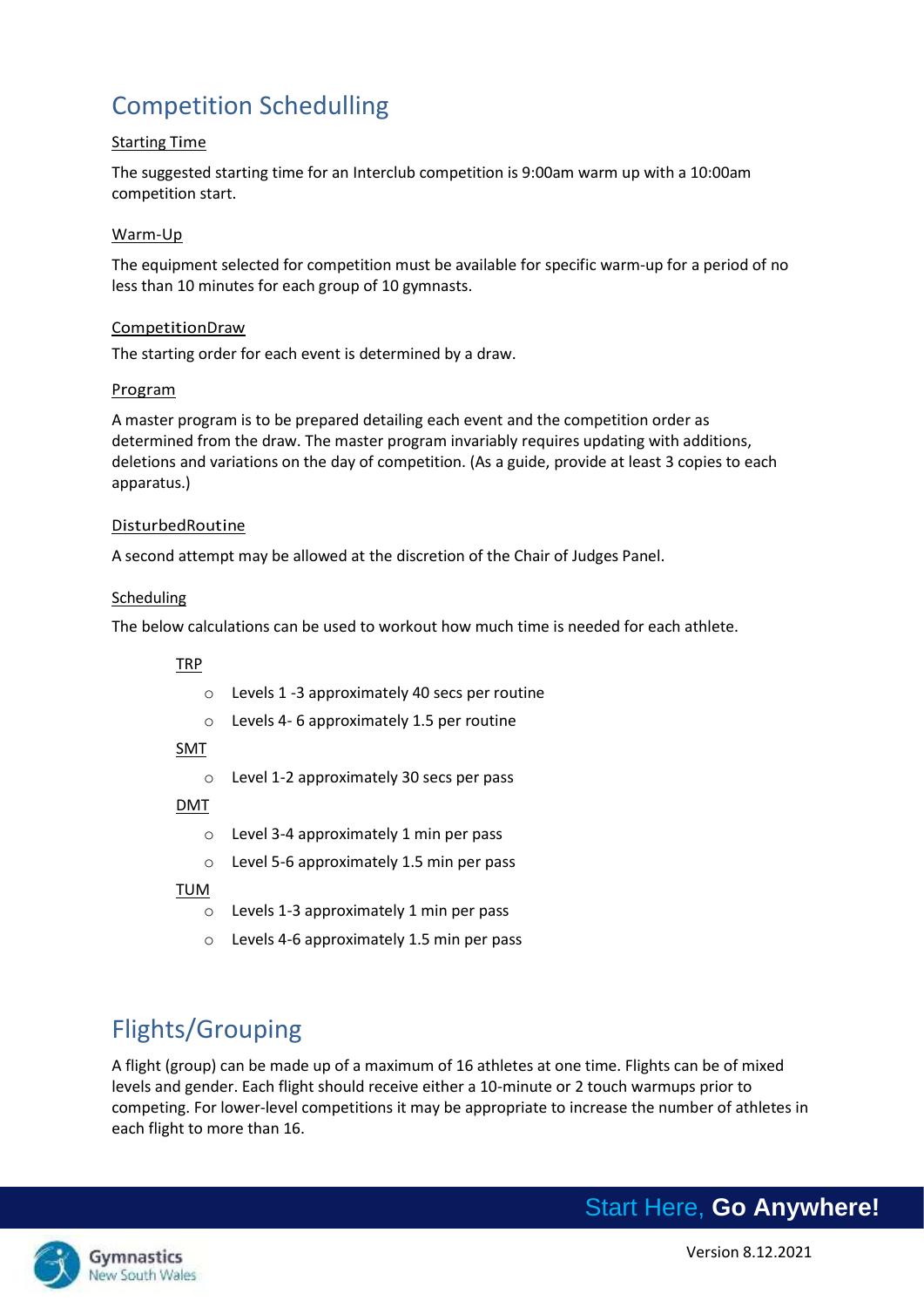# Competition Schedulling

## Starting Time

The suggested starting time for an Interclub competition is 9:00am warm up with a 10:00am competition start.

## Warm-Up

The equipment selected for competition must be available for specific warm-up for a period of no less than 10 minutes for each group of 10 gymnasts.

## CompetitionDraw

The starting order for each event is determined by a draw.

## Program

A master program is to be prepared detailing each event and the competition order as determined from the draw. The master program invariably requires updating with additions, deletions and variations on the day of competition. (As a guide, provide at least 3 copies to each apparatus.)

## DisturbedRoutine

A second attempt may be allowed at the discretion of the Chair of Judges Panel.

## Scheduling

The below calculations can be used to workout how much time is needed for each athlete.

### TRP

- Levels 1 -3 approximately 40 secs per routine
- Levels 4- 6 approximately 1.5 per routine

### SMT

- Level 1-2 approximately 30 secs per pass

### DMT

- Level 3-4 approximately 1 min per pass
- Level 5-6 approximately 1.5 min per pass

### TUM

- Levels 1-3 approximately 1 min per pass
- Levels 4-6 approximately 1.5 min per pass

# Flights/Grouping

A flight (group) can be made up of a maximum of 16 athletes at one time. Flights can be of mixed levels and gender. Each flight should receive either a 10-minute or 2 touch warmups prior to competing. For lower-level competitions it may be appropriate to increase the number of athletes in each flight to more than 16.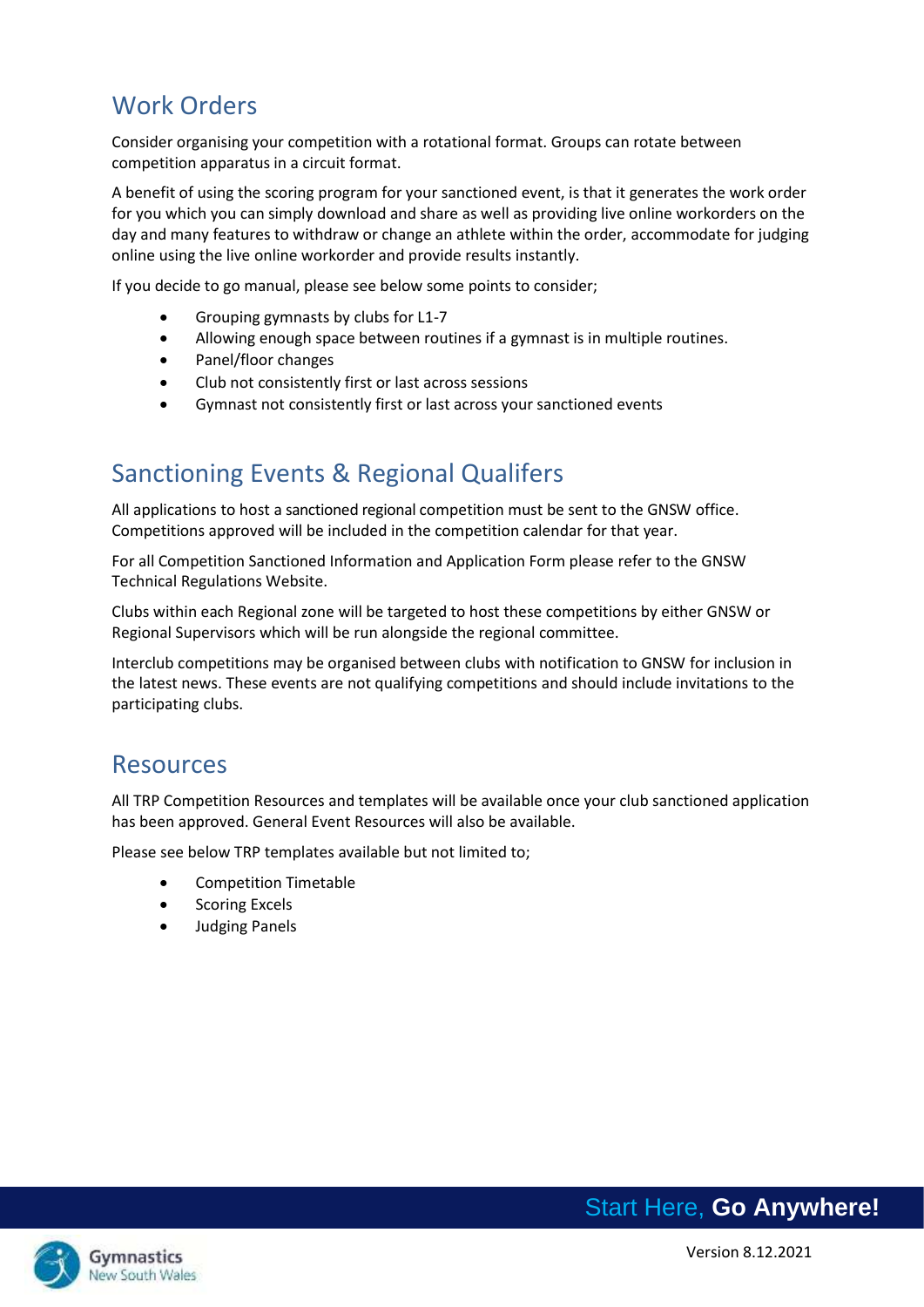## Work Orders

Consider organising your competition with a rotational format. Groups can rotate between competition apparatus in a circuit format.

A benefit of using the scoring program for your sanctioned event, is that it generates the work order for you which you can simply download and share as well as providing live online workorders on the day and many features to withdraw or change an athlete within the order, accommodate for judging online using the live online workorder and provide results instantly.

If you decide to go manual, please see below some points to consider;

- Grouping gymnasts by clubs for L1-7
- Allowing enough space between routines if a gymnast is in multiple routines.
- Panel/floor changes
- Club not consistently first or last across sessions
- Gymnast not consistently first or last across your sanctioned events

## Sanctioning Events & Regional Qualifers

All applications to host a sanctioned regional competition must be sent to the GNSW office. Competitions approved will be included in the competition calendar for that year.

For all Competition Sanctioned Information and Application Form please refer to the GNSW Technical Regulations Website.

Clubs within each Regional zone will be targeted to host these competitions by either GNSW or Regional Supervisors which will be run alongside the regional committee.

Interclub competitions may be organised between clubs with notification to GNSW for inclusion in the latest news. These events are not qualifying competitions and should include invitations to the participating clubs.

## Resources

All TRP Competition Resources and templates will be available once your club sanctioned application has been approved. General Event Resources will also be available.

Please see below TRP templates available but not limited to;

- Competition Timetable
- Scoring Excels
- Judging Panels